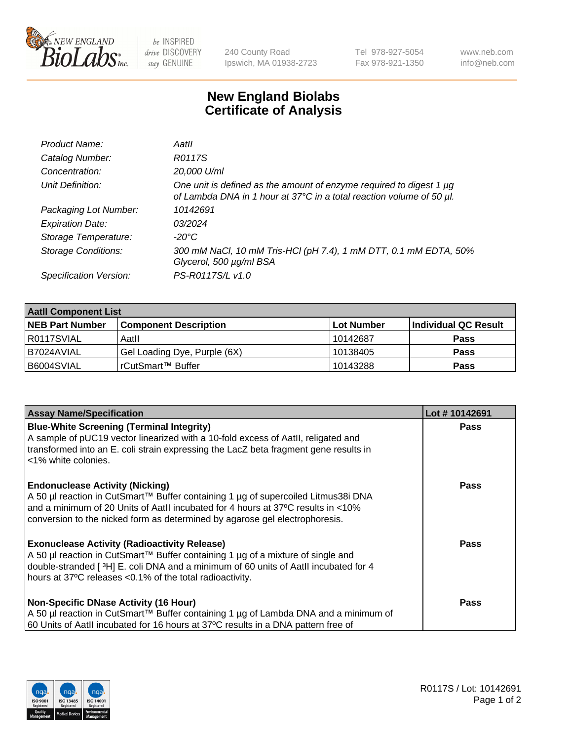# New England Biolabs Certificate of Analysis

| | |
|---|---|
| *Product Name:* | *AatII* |
| *Catalog Number:* | *R0117S* |
| *Concentration:* | *20,000 U/ml* |
| *Unit Definition:* | *One unit is defined as the amount of enzyme required to digest 1 µg of Lambda DNA in 1 hour at 37°C in a total reaction volume of 50 µl.* |
| *Packaging Lot Number:* | *10142691* |
| *Expiration Date:* | *03/2024* |
| *Storage Temperature:* | *-20°C* |
| *Storage Conditions:* | *300 mM NaCl, 10 mM Tris-HCl (pH 7.4), 1 mM DTT, 0.1 mM EDTA, 50% Glycerol, 500 µg/ml BSA* |
| *Specification Version:* | *PS-R0117S/L v1.0* |

| AatII Component List | | | |
|---|---|---|---|
| **NEB Part Number** | **Component Description** | **Lot Number** | **Individual QC Result** |
| R0117SVIAL | AatII | 10142687 | **Pass** |
| B7024AVIAL | Gel Loading Dye, Purple (6X) | 10138405 | **Pass** |
| B6004SVIAL | rCutSmart™ Buffer | 10143288 | **Pass** |

| Assay Name/Specification | Lot # 10142691 |
|---|---|
| **Blue-White Screening (Terminal Integrity)**<br>A sample of pUC19 vector linearized with a 10-fold excess of AatII, religated and transformed into an E. coli strain expressing the LacZ beta fragment gene results in <1% white colonies. | **Pass** |
| **Endonuclease Activity (Nicking)**<br>A 50 µl reaction in CutSmart™ Buffer containing 1 µg of supercoiled Litmus38i DNA and a minimum of 20 Units of AatII incubated for 4 hours at 37ºC results in <10% conversion to the nicked form as determined by agarose gel electrophoresis. | **Pass** |
| **Exonuclease Activity (Radioactivity Release)**<br>A 50 µl reaction in CutSmart™ Buffer containing 1 µg of a mixture of single and double-stranded [ $^3$H] E. coli DNA and a minimum of 60 units of AatII incubated for 4 hours at 37ºC releases <0.1% of the total radioactivity. | **Pass** |
| **Non-Specific DNase Activity (16 Hour)**<br>A 50 µl reaction in CutSmart™ Buffer containing 1 µg of Lambda DNA and a minimum of 60 Units of AatII incubated for 16 hours at 37ºC results in a DNA pattern free of | **Pass** |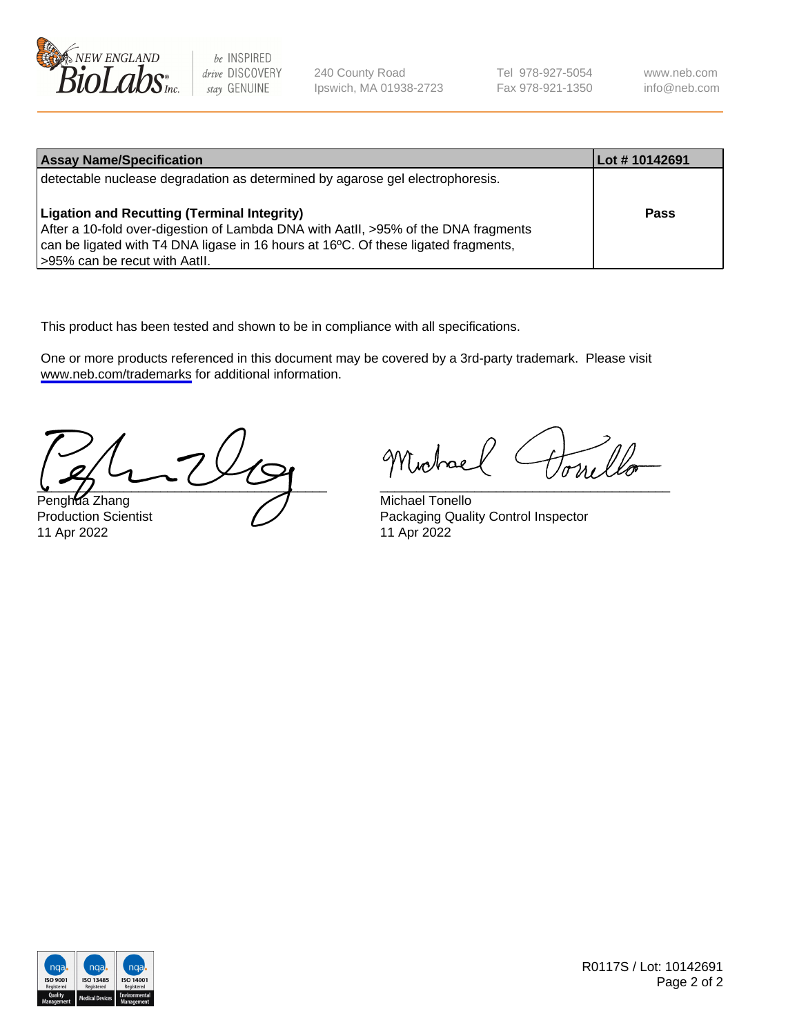| Assay Name/Specification | Lot # 10142691 |
|---|---|
| detectable nuclease degradation as determined by agarose gel electrophoresis. | |
| **Ligation and Recutting (Terminal Integrity)**<br>After a 10-fold over-digestion of Lambda DNA with AatII, >95% of the DNA fragments can be ligated with T4 DNA ligase in 16 hours at 16ºC. Of these ligated fragments, >95% can be recut with AatII. | **Pass** |

This product has been tested and shown to be in compliance with all specifications.

One or more products referenced in this document may be covered by a 3rd-party trademark. Please visit www.neb.com/trademarks for additional information.

Penghua Zhang
Production Scientist
11 Apr 2022

Michael Tonello
Packaging Quality Control Inspector
11 Apr 2022

R0117S / Lot: 10142691